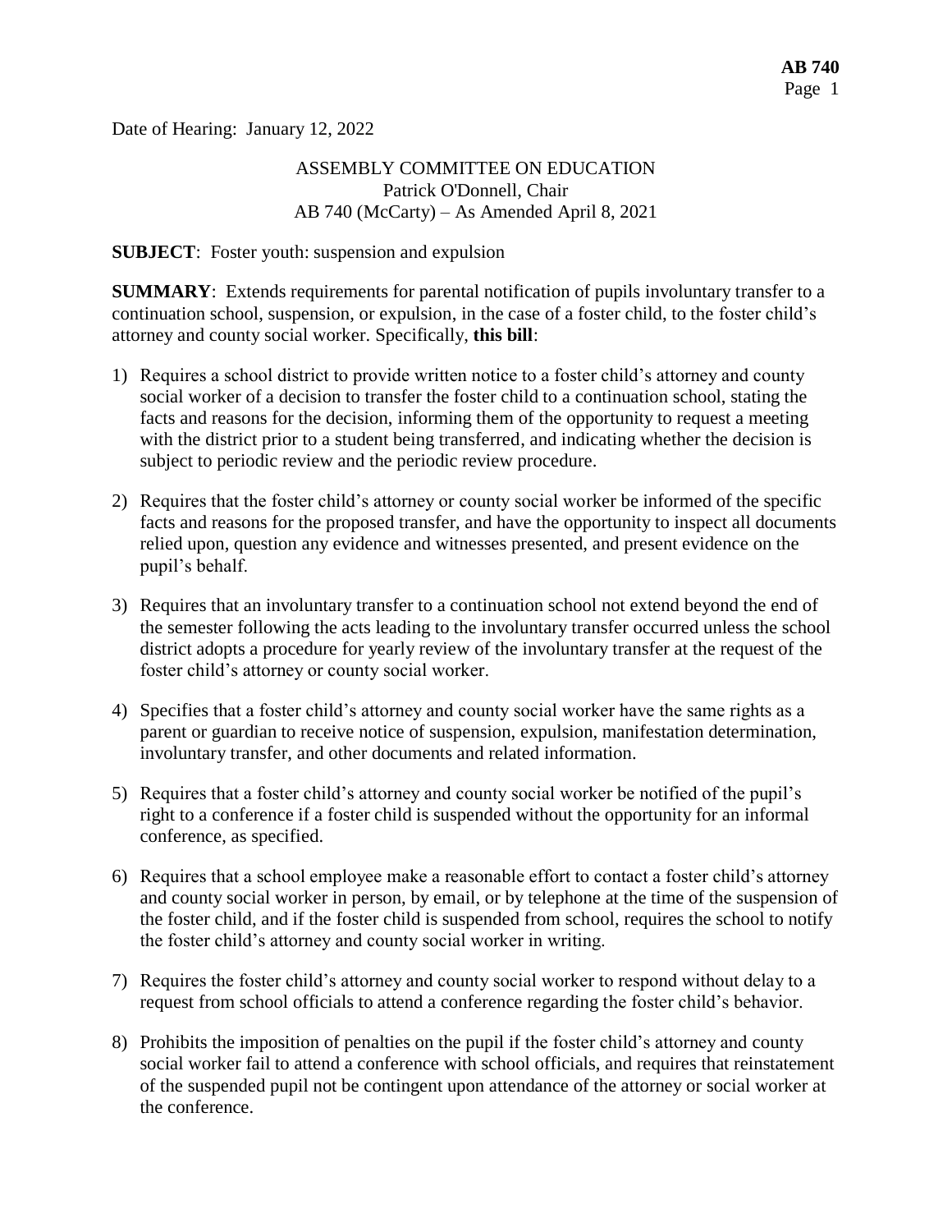Date of Hearing: January 12, 2022

ASSEMBLY COMMITTEE ON EDUCATION
Patrick O'Donnell, Chair
AB 740 (McCarty) – As Amended April 8, 2021

**SUBJECT**: Foster youth: suspension and expulsion

**SUMMARY**: Extends requirements for parental notification of pupils involuntary transfer to a continuation school, suspension, or expulsion, in the case of a foster child, to the foster child's attorney and county social worker. Specifically, **this bill**:

1) Requires a school district to provide written notice to a foster child's attorney and county social worker of a decision to transfer the foster child to a continuation school, stating the facts and reasons for the decision, informing them of the opportunity to request a meeting with the district prior to a student being transferred, and indicating whether the decision is subject to periodic review and the periodic review procedure.

2) Requires that the foster child's attorney or county social worker be informed of the specific facts and reasons for the proposed transfer, and have the opportunity to inspect all documents relied upon, question any evidence and witnesses presented, and present evidence on the pupil's behalf.

3) Requires that an involuntary transfer to a continuation school not extend beyond the end of the semester following the acts leading to the involuntary transfer occurred unless the school district adopts a procedure for yearly review of the involuntary transfer at the request of the foster child's attorney or county social worker.

4) Specifies that a foster child's attorney and county social worker have the same rights as a parent or guardian to receive notice of suspension, expulsion, manifestation determination, involuntary transfer, and other documents and related information.

5) Requires that a foster child's attorney and county social worker be notified of the pupil's right to a conference if a foster child is suspended without the opportunity for an informal conference, as specified.

6) Requires that a school employee make a reasonable effort to contact a foster child's attorney and county social worker in person, by email, or by telephone at the time of the suspension of the foster child, and if the foster child is suspended from school, requires the school to notify the foster child's attorney and county social worker in writing.

7) Requires the foster child's attorney and county social worker to respond without delay to a request from school officials to attend a conference regarding the foster child's behavior.

8) Prohibits the imposition of penalties on the pupil if the foster child's attorney and county social worker fail to attend a conference with school officials, and requires that reinstatement of the suspended pupil not be contingent upon attendance of the attorney or social worker at the conference.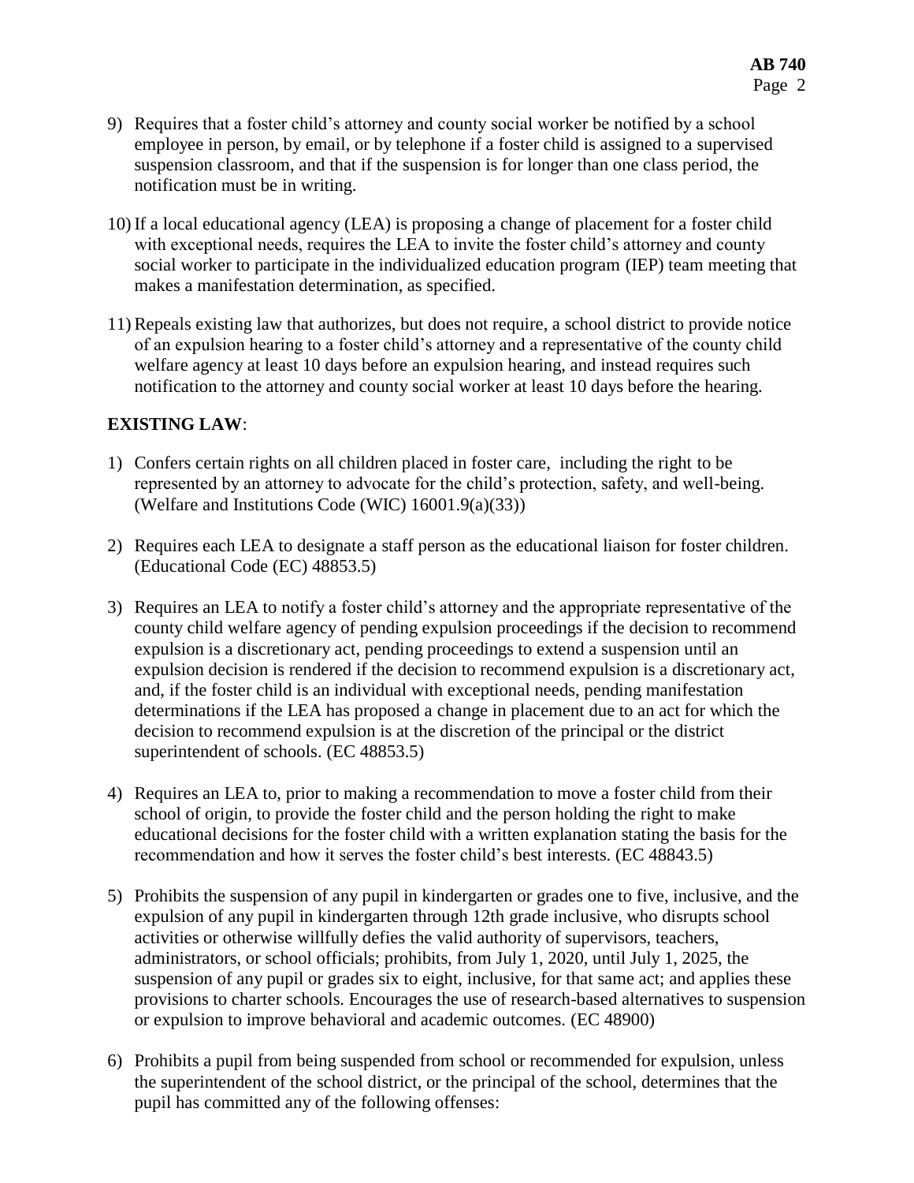9) Requires that a foster child's attorney and county social worker be notified by a school employee in person, by email, or by telephone if a foster child is assigned to a supervised suspension classroom, and that if the suspension is for longer than one class period, the notification must be in writing.

10) If a local educational agency (LEA) is proposing a change of placement for a foster child with exceptional needs, requires the LEA to invite the foster child's attorney and county social worker to participate in the individualized education program (IEP) team meeting that makes a manifestation determination, as specified.

11) Repeals existing law that authorizes, but does not require, a school district to provide notice of an expulsion hearing to a foster child's attorney and a representative of the county child welfare agency at least 10 days before an expulsion hearing, and instead requires such notification to the attorney and county social worker at least 10 days before the hearing.

**EXISTING LAW**:

1) Confers certain rights on all children placed in foster care, including the right to be represented by an attorney to advocate for the child's protection, safety, and well-being. (Welfare and Institutions Code (WIC) 16001.9(a)(33))

2) Requires each LEA to designate a staff person as the educational liaison for foster children. (Educational Code (EC) 48853.5)

3) Requires an LEA to notify a foster child's attorney and the appropriate representative of the county child welfare agency of pending expulsion proceedings if the decision to recommend expulsion is a discretionary act, pending proceedings to extend a suspension until an expulsion decision is rendered if the decision to recommend expulsion is a discretionary act, and, if the foster child is an individual with exceptional needs, pending manifestation determinations if the LEA has proposed a change in placement due to an act for which the decision to recommend expulsion is at the discretion of the principal or the district superintendent of schools. (EC 48853.5)

4) Requires an LEA to, prior to making a recommendation to move a foster child from their school of origin, to provide the foster child and the person holding the right to make educational decisions for the foster child with a written explanation stating the basis for the recommendation and how it serves the foster child's best interests. (EC 48843.5)

5) Prohibits the suspension of any pupil in kindergarten or grades one to five, inclusive, and the expulsion of any pupil in kindergarten through 12th grade inclusive, who disrupts school activities or otherwise willfully defies the valid authority of supervisors, teachers, administrators, or school officials; prohibits, from July 1, 2020, until July 1, 2025, the suspension of any pupil or grades six to eight, inclusive, for that same act; and applies these provisions to charter schools. Encourages the use of research-based alternatives to suspension or expulsion to improve behavioral and academic outcomes. (EC 48900)

6) Prohibits a pupil from being suspended from school or recommended for expulsion, unless the superintendent of the school district, or the principal of the school, determines that the pupil has committed any of the following offenses: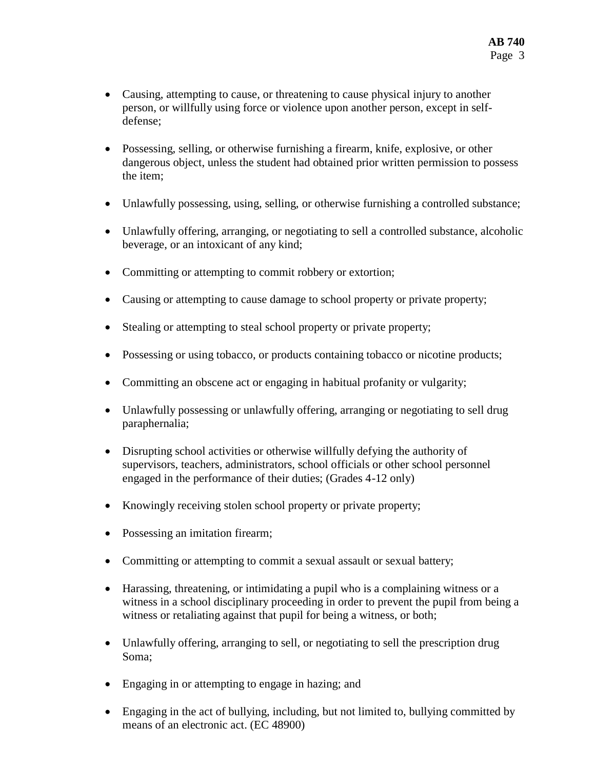- Causing, attempting to cause, or threatening to cause physical injury to another person, or willfully using force or violence upon another person, except in self-defense;

- Possessing, selling, or otherwise furnishing a firearm, knife, explosive, or other dangerous object, unless the student had obtained prior written permission to possess the item;

- Unlawfully possessing, using, selling, or otherwise furnishing a controlled substance;

- Unlawfully offering, arranging, or negotiating to sell a controlled substance, alcoholic beverage, or an intoxicant of any kind;

- Committing or attempting to commit robbery or extortion;

- Causing or attempting to cause damage to school property or private property;

- Stealing or attempting to steal school property or private property;

- Possessing or using tobacco, or products containing tobacco or nicotine products;

- Committing an obscene act or engaging in habitual profanity or vulgarity;

- Unlawfully possessing or unlawfully offering, arranging or negotiating to sell drug paraphernalia;

- Disrupting school activities or otherwise willfully defying the authority of supervisors, teachers, administrators, school officials or other school personnel engaged in the performance of their duties; (Grades 4-12 only)

- Knowingly receiving stolen school property or private property;

- Possessing an imitation firearm;

- Committing or attempting to commit a sexual assault or sexual battery;

- Harassing, threatening, or intimidating a pupil who is a complaining witness or a witness in a school disciplinary proceeding in order to prevent the pupil from being a witness or retaliating against that pupil for being a witness, or both;

- Unlawfully offering, arranging to sell, or negotiating to sell the prescription drug Soma;

- Engaging in or attempting to engage in hazing; and

- Engaging in the act of bullying, including, but not limited to, bullying committed by means of an electronic act. (EC 48900)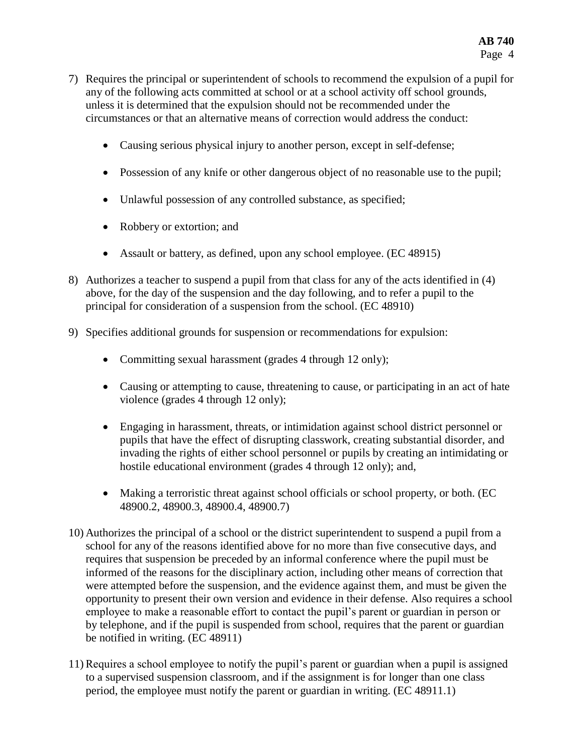7) Requires the principal or superintendent of schools to recommend the expulsion of a pupil for any of the following acts committed at school or at a school activity off school grounds, unless it is determined that the expulsion should not be recommended under the circumstances or that an alternative means of correction would address the conduct:

    - Causing serious physical injury to another person, except in self-defense;
    - Possession of any knife or other dangerous object of no reasonable use to the pupil;
    - Unlawful possession of any controlled substance, as specified;
    - Robbery or extortion; and
    - Assault or battery, as defined, upon any school employee. (EC 48915)

8) Authorizes a teacher to suspend a pupil from that class for any of the acts identified in (4) above, for the day of the suspension and the day following, and to refer a pupil to the principal for consideration of a suspension from the school. (EC 48910)

9) Specifies additional grounds for suspension or recommendations for expulsion:

    - Committing sexual harassment (grades 4 through 12 only);
    - Causing or attempting to cause, threatening to cause, or participating in an act of hate violence (grades 4 through 12 only);
    - Engaging in harassment, threats, or intimidation against school district personnel or pupils that have the effect of disrupting classwork, creating substantial disorder, and invading the rights of either school personnel or pupils by creating an intimidating or hostile educational environment (grades 4 through 12 only); and,
    - Making a terroristic threat against school officials or school property, or both. (EC 48900.2, 48900.3, 48900.4, 48900.7)

10) Authorizes the principal of a school or the district superintendent to suspend a pupil from a school for any of the reasons identified above for no more than five consecutive days, and requires that suspension be preceded by an informal conference where the pupil must be informed of the reasons for the disciplinary action, including other means of correction that were attempted before the suspension, and the evidence against them, and must be given the opportunity to present their own version and evidence in their defense. Also requires a school employee to make a reasonable effort to contact the pupil's parent or guardian in person or by telephone, and if the pupil is suspended from school, requires that the parent or guardian be notified in writing. (EC 48911)

11) Requires a school employee to notify the pupil's parent or guardian when a pupil is assigned to a supervised suspension classroom, and if the assignment is for longer than one class period, the employee must notify the parent or guardian in writing. (EC 48911.1)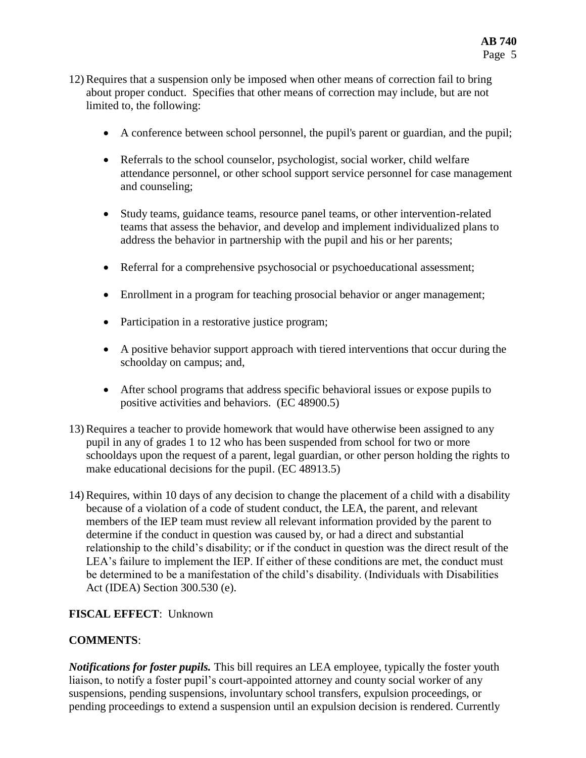12) Requires that a suspension only be imposed when other means of correction fail to bring about proper conduct. Specifies that other means of correction may include, but are not limited to, the following:

    - A conference between school personnel, the pupil's parent or guardian, and the pupil;
    - Referrals to the school counselor, psychologist, social worker, child welfare attendance personnel, or other school support service personnel for case management and counseling;
    - Study teams, guidance teams, resource panel teams, or other intervention-related teams that assess the behavior, and develop and implement individualized plans to address the behavior in partnership with the pupil and his or her parents;
    - Referral for a comprehensive psychosocial or psychoeducational assessment;
    - Enrollment in a program for teaching prosocial behavior or anger management;
    - Participation in a restorative justice program;
    - A positive behavior support approach with tiered interventions that occur during the schoolday on campus; and,
    - After school programs that address specific behavioral issues or expose pupils to positive activities and behaviors. (EC 48900.5)

13) Requires a teacher to provide homework that would have otherwise been assigned to any pupil in any of grades 1 to 12 who has been suspended from school for two or more schooldays upon the request of a parent, legal guardian, or other person holding the rights to make educational decisions for the pupil. (EC 48913.5)

14) Requires, within 10 days of any decision to change the placement of a child with a disability because of a violation of a code of student conduct, the LEA, the parent, and relevant members of the IEP team must review all relevant information provided by the parent to determine if the conduct in question was caused by, or had a direct and substantial relationship to the child's disability; or if the conduct in question was the direct result of the LEA's failure to implement the IEP. If either of these conditions are met, the conduct must be determined to be a manifestation of the child's disability. (Individuals with Disabilities Act (IDEA) Section 300.530 (e).

**FISCAL EFFECT**: Unknown

**COMMENTS**:

***Notifications for foster pupils.*** This bill requires an LEA employee, typically the foster youth liaison, to notify a foster pupil's court-appointed attorney and county social worker of any suspensions, pending suspensions, involuntary school transfers, expulsion proceedings, or pending proceedings to extend a suspension until an expulsion decision is rendered. Currently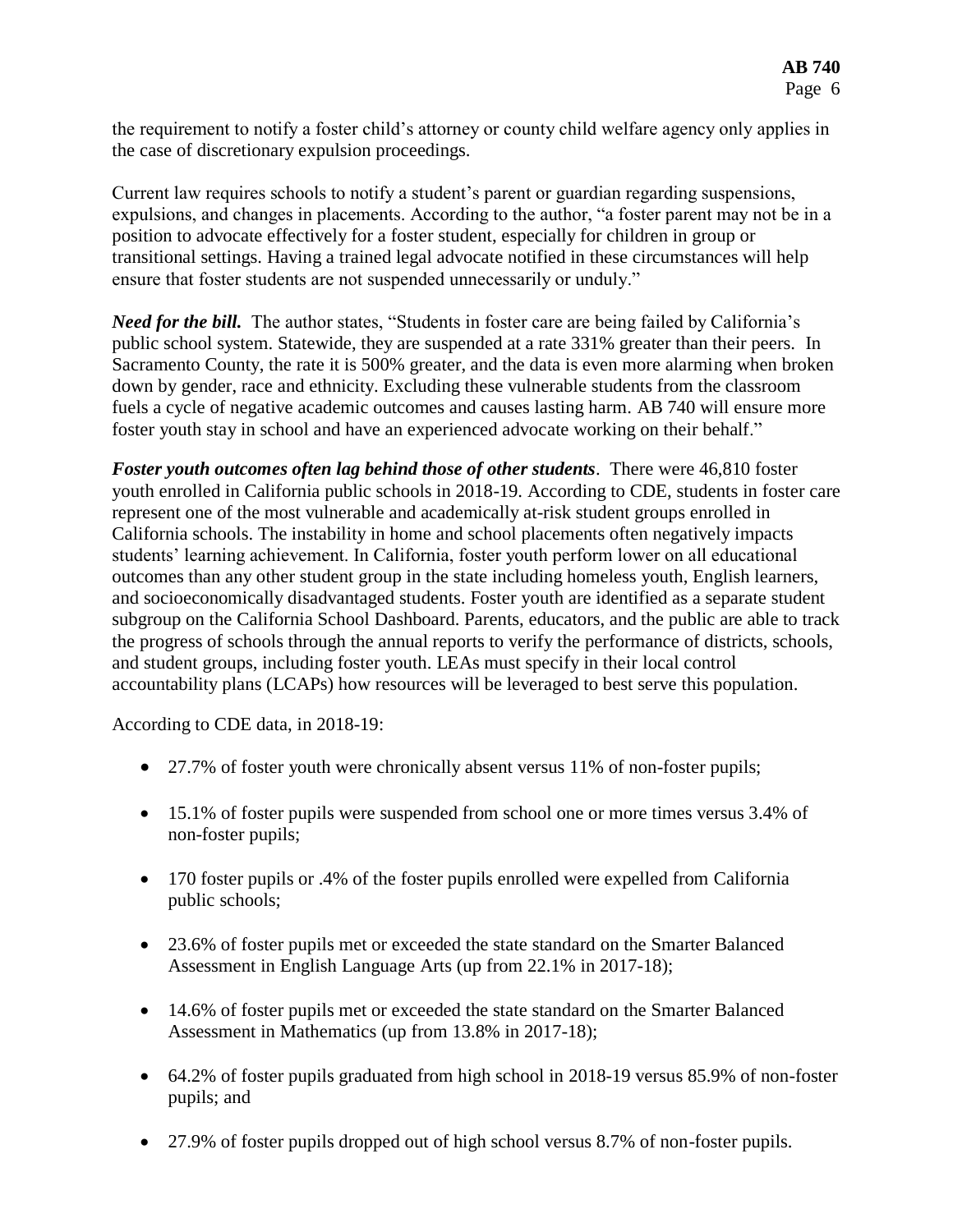the requirement to notify a foster child's attorney or county child welfare agency only applies in the case of discretionary expulsion proceedings.

Current law requires schools to notify a student's parent or guardian regarding suspensions, expulsions, and changes in placements. According to the author, "a foster parent may not be in a position to advocate effectively for a foster student, especially for children in group or transitional settings. Having a trained legal advocate notified in these circumstances will help ensure that foster students are not suspended unnecessarily or unduly."

***Need for the bill.*** The author states, "Students in foster care are being failed by California's public school system. Statewide, they are suspended at a rate 331% greater than their peers. In Sacramento County, the rate it is 500% greater, and the data is even more alarming when broken down by gender, race and ethnicity. Excluding these vulnerable students from the classroom fuels a cycle of negative academic outcomes and causes lasting harm. AB 740 will ensure more foster youth stay in school and have an experienced advocate working on their behalf."

***Foster youth outcomes often lag behind those of other students***. There were 46,810 foster youth enrolled in California public schools in 2018-19. According to CDE, students in foster care represent one of the most vulnerable and academically at-risk student groups enrolled in California schools. The instability in home and school placements often negatively impacts students' learning achievement. In California, foster youth perform lower on all educational outcomes than any other student group in the state including homeless youth, English learners, and socioeconomically disadvantaged students. Foster youth are identified as a separate student subgroup on the California School Dashboard. Parents, educators, and the public are able to track the progress of schools through the annual reports to verify the performance of districts, schools, and student groups, including foster youth. LEAs must specify in their local control accountability plans (LCAPs) how resources will be leveraged to best serve this population.

According to CDE data, in 2018-19:

- 27.7% of foster youth were chronically absent versus 11% of non-foster pupils;
- 15.1% of foster pupils were suspended from school one or more times versus 3.4% of non-foster pupils;
- 170 foster pupils or .4% of the foster pupils enrolled were expelled from California public schools;
- 23.6% of foster pupils met or exceeded the state standard on the Smarter Balanced Assessment in English Language Arts (up from 22.1% in 2017-18);
- 14.6% of foster pupils met or exceeded the state standard on the Smarter Balanced Assessment in Mathematics (up from 13.8% in 2017-18);
- 64.2% of foster pupils graduated from high school in 2018-19 versus 85.9% of non-foster pupils; and
- 27.9% of foster pupils dropped out of high school versus 8.7% of non-foster pupils.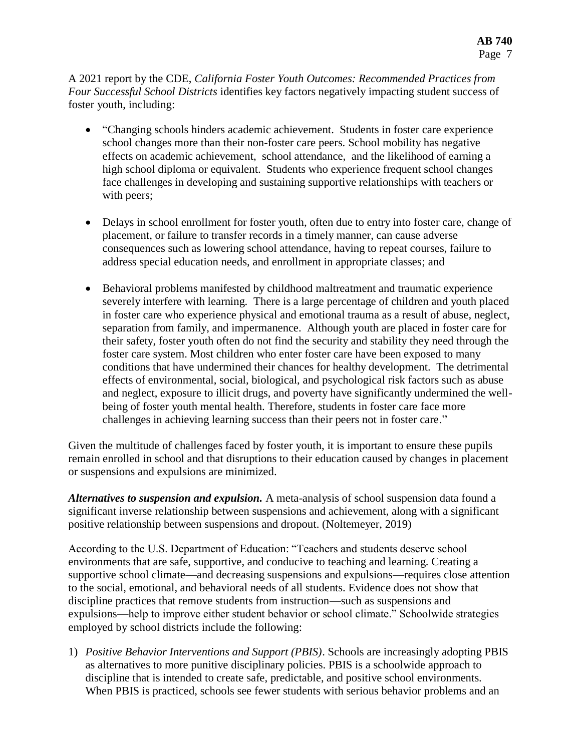A 2021 report by the CDE, *California Foster Youth Outcomes: Recommended Practices from Four Successful School Districts* identifies key factors negatively impacting student success of foster youth, including:

- "Changing schools hinders academic achievement. Students in foster care experience school changes more than their non-foster care peers. School mobility has negative effects on academic achievement, school attendance, and the likelihood of earning a high school diploma or equivalent. Students who experience frequent school changes face challenges in developing and sustaining supportive relationships with teachers or with peers;

- Delays in school enrollment for foster youth, often due to entry into foster care, change of placement, or failure to transfer records in a timely manner, can cause adverse consequences such as lowering school attendance, having to repeat courses, failure to address special education needs, and enrollment in appropriate classes; and

- Behavioral problems manifested by childhood maltreatment and traumatic experience severely interfere with learning. There is a large percentage of children and youth placed in foster care who experience physical and emotional trauma as a result of abuse, neglect, separation from family, and impermanence. Although youth are placed in foster care for their safety, foster youth often do not find the security and stability they need through the foster care system. Most children who enter foster care have been exposed to many conditions that have undermined their chances for healthy development. The detrimental effects of environmental, social, biological, and psychological risk factors such as abuse and neglect, exposure to illicit drugs, and poverty have significantly undermined the well-being of foster youth mental health. Therefore, students in foster care face more challenges in achieving learning success than their peers not in foster care."

Given the multitude of challenges faced by foster youth, it is important to ensure these pupils remain enrolled in school and that disruptions to their education caused by changes in placement or suspensions and expulsions are minimized.

***Alternatives to suspension and expulsion.*** A meta-analysis of school suspension data found a significant inverse relationship between suspensions and achievement, along with a significant positive relationship between suspensions and dropout. (Noltemeyer, 2019)

According to the U.S. Department of Education: "Teachers and students deserve school environments that are safe, supportive, and conducive to teaching and learning. Creating a supportive school climate—and decreasing suspensions and expulsions—requires close attention to the social, emotional, and behavioral needs of all students. Evidence does not show that discipline practices that remove students from instruction—such as suspensions and expulsions—help to improve either student behavior or school climate." Schoolwide strategies employed by school districts include the following:

1) *Positive Behavior Interventions and Support (PBIS)*. Schools are increasingly adopting PBIS as alternatives to more punitive disciplinary policies. PBIS is a schoolwide approach to discipline that is intended to create safe, predictable, and positive school environments. When PBIS is practiced, schools see fewer students with serious behavior problems and an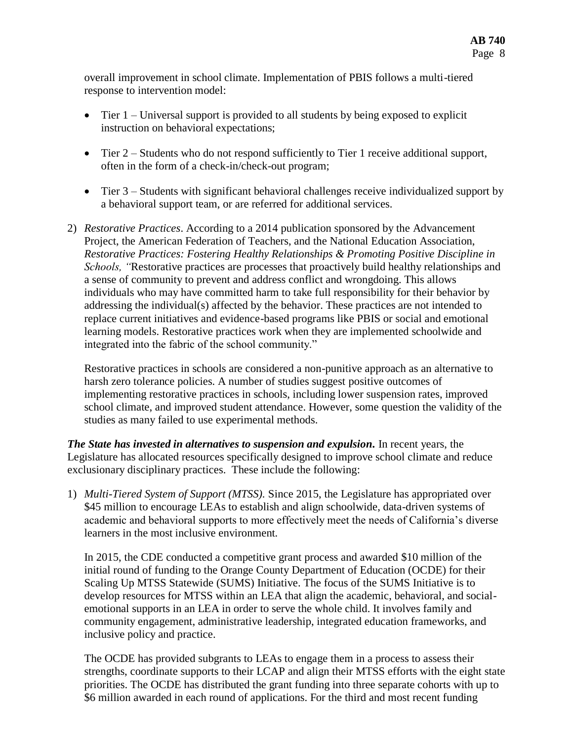overall improvement in school climate. Implementation of PBIS follows a multi-tiered response to intervention model:

- Tier 1 – Universal support is provided to all students by being exposed to explicit instruction on behavioral expectations;
- Tier 2 – Students who do not respond sufficiently to Tier 1 receive additional support, often in the form of a check-in/check-out program;
- Tier 3 – Students with significant behavioral challenges receive individualized support by a behavioral support team, or are referred for additional services.

2) *Restorative Practices*. According to a 2014 publication sponsored by the Advancement Project, the American Federation of Teachers, and the National Education Association, *Restorative Practices: Fostering Healthy Relationships & Promoting Positive Discipline in Schools, "*Restorative practices are processes that proactively build healthy relationships and a sense of community to prevent and address conflict and wrongdoing. This allows individuals who may have committed harm to take full responsibility for their behavior by addressing the individual(s) affected by the behavior. These practices are not intended to replace current initiatives and evidence-based programs like PBIS or social and emotional learning models. Restorative practices work when they are implemented schoolwide and integrated into the fabric of the school community."

   Restorative practices in schools are considered a non-punitive approach as an alternative to harsh zero tolerance policies. A number of studies suggest positive outcomes of implementing restorative practices in schools, including lower suspension rates, improved school climate, and improved student attendance. However, some question the validity of the studies as many failed to use experimental methods.

***The State has invested in alternatives to suspension and expulsion.*** In recent years, the Legislature has allocated resources specifically designed to improve school climate and reduce exclusionary disciplinary practices. These include the following:

1) *Multi-Tiered System of Support (MTSS).* Since 2015, the Legislature has appropriated over $45 million to encourage LEAs to establish and align schoolwide, data-driven systems of academic and behavioral supports to more effectively meet the needs of California's diverse learners in the most inclusive environment.

   In 2015, the CDE conducted a competitive grant process and awarded $10 million of the initial round of funding to the Orange County Department of Education (OCDE) for their Scaling Up MTSS Statewide (SUMS) Initiative. The focus of the SUMS Initiative is to develop resources for MTSS within an LEA that align the academic, behavioral, and social-emotional supports in an LEA in order to serve the whole child. It involves family and community engagement, administrative leadership, integrated education frameworks, and inclusive policy and practice.

   The OCDE has provided subgrants to LEAs to engage them in a process to assess their strengths, coordinate supports to their LCAP and align their MTSS efforts with the eight state priorities. The OCDE has distributed the grant funding into three separate cohorts with up to $6 million awarded in each round of applications. For the third and most recent funding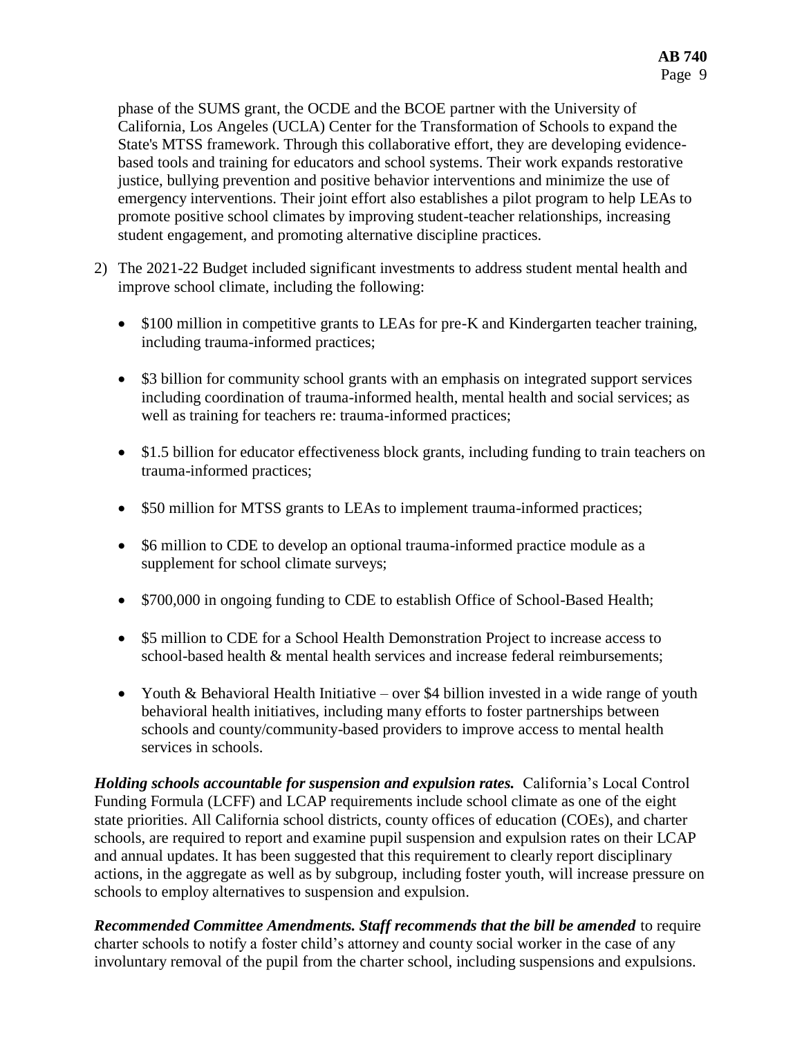phase of the SUMS grant, the OCDE and the BCOE partner with the University of California, Los Angeles (UCLA) Center for the Transformation of Schools to expand the State's MTSS framework. Through this collaborative effort, they are developing evidence-based tools and training for educators and school systems. Their work expands restorative justice, bullying prevention and positive behavior interventions and minimize the use of emergency interventions. Their joint effort also establishes a pilot program to help LEAs to promote positive school climates by improving student-teacher relationships, increasing student engagement, and promoting alternative discipline practices.

2) The 2021-22 Budget included significant investments to address student mental health and improve school climate, including the following:

   - $100 million in competitive grants to LEAs for pre-K and Kindergarten teacher training, including trauma-informed practices;
   - $3 billion for community school grants with an emphasis on integrated support services including coordination of trauma-informed health, mental health and social services; as well as training for teachers re: trauma-informed practices;
   - $1.5 billion for educator effectiveness block grants, including funding to train teachers on trauma-informed practices;
   - $50 million for MTSS grants to LEAs to implement trauma-informed practices;
   - $6 million to CDE to develop an optional trauma-informed practice module as a supplement for school climate surveys;
   - $700,000 in ongoing funding to CDE to establish Office of School-Based Health;
   - $5 million to CDE for a School Health Demonstration Project to increase access to school-based health & mental health services and increase federal reimbursements;
   - Youth & Behavioral Health Initiative – over $4 billion invested in a wide range of youth behavioral health initiatives, including many efforts to foster partnerships between schools and county/community-based providers to improve access to mental health services in schools.

***Holding schools accountable for suspension and expulsion rates.*** California's Local Control Funding Formula (LCFF) and LCAP requirements include school climate as one of the eight state priorities. All California school districts, county offices of education (COEs), and charter schools, are required to report and examine pupil suspension and expulsion rates on their LCAP and annual updates. It has been suggested that this requirement to clearly report disciplinary actions, in the aggregate as well as by subgroup, including foster youth, will increase pressure on schools to employ alternatives to suspension and expulsion.

***Recommended Committee Amendments. Staff recommends that the bill be amended*** to require charter schools to notify a foster child's attorney and county social worker in the case of any involuntary removal of the pupil from the charter school, including suspensions and expulsions.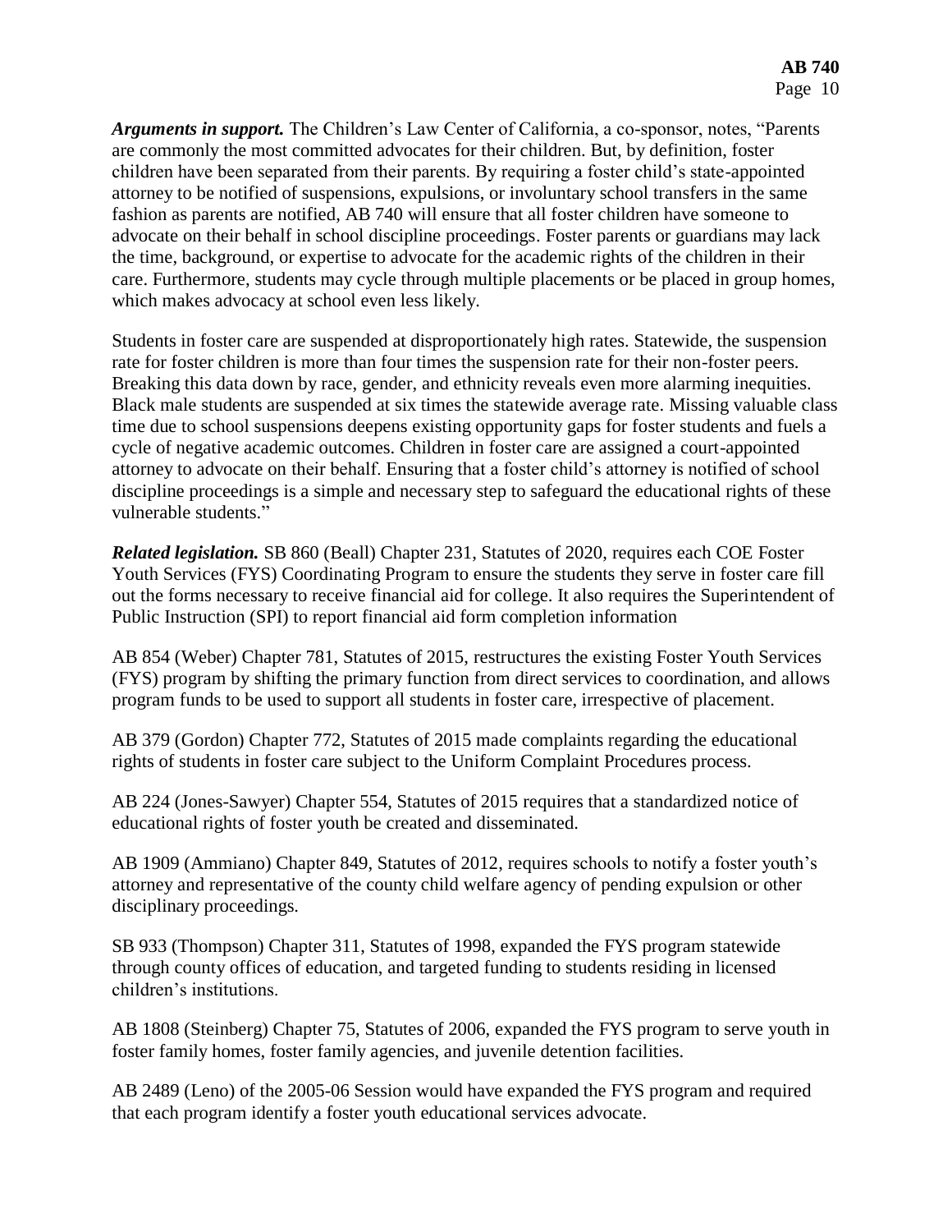***Arguments in support.*** The Children's Law Center of California, a co-sponsor, notes, "Parents are commonly the most committed advocates for their children. But, by definition, foster children have been separated from their parents. By requiring a foster child's state-appointed attorney to be notified of suspensions, expulsions, or involuntary school transfers in the same fashion as parents are notified, AB 740 will ensure that all foster children have someone to advocate on their behalf in school discipline proceedings. Foster parents or guardians may lack the time, background, or expertise to advocate for the academic rights of the children in their care. Furthermore, students may cycle through multiple placements or be placed in group homes, which makes advocacy at school even less likely.

Students in foster care are suspended at disproportionately high rates. Statewide, the suspension rate for foster children is more than four times the suspension rate for their non-foster peers. Breaking this data down by race, gender, and ethnicity reveals even more alarming inequities. Black male students are suspended at six times the statewide average rate. Missing valuable class time due to school suspensions deepens existing opportunity gaps for foster students and fuels a cycle of negative academic outcomes. Children in foster care are assigned a court-appointed attorney to advocate on their behalf. Ensuring that a foster child's attorney is notified of school discipline proceedings is a simple and necessary step to safeguard the educational rights of these vulnerable students."

***Related legislation.*** SB 860 (Beall) Chapter 231, Statutes of 2020, requires each COE Foster Youth Services (FYS) Coordinating Program to ensure the students they serve in foster care fill out the forms necessary to receive financial aid for college. It also requires the Superintendent of Public Instruction (SPI) to report financial aid form completion information

AB 854 (Weber) Chapter 781, Statutes of 2015, restructures the existing Foster Youth Services (FYS) program by shifting the primary function from direct services to coordination, and allows program funds to be used to support all students in foster care, irrespective of placement.

AB 379 (Gordon) Chapter 772, Statutes of 2015 made complaints regarding the educational rights of students in foster care subject to the Uniform Complaint Procedures process.

AB 224 (Jones-Sawyer) Chapter 554, Statutes of 2015 requires that a standardized notice of educational rights of foster youth be created and disseminated.

AB 1909 (Ammiano) Chapter 849, Statutes of 2012, requires schools to notify a foster youth's attorney and representative of the county child welfare agency of pending expulsion or other disciplinary proceedings.

SB 933 (Thompson) Chapter 311, Statutes of 1998, expanded the FYS program statewide through county offices of education, and targeted funding to students residing in licensed children's institutions.

AB 1808 (Steinberg) Chapter 75, Statutes of 2006, expanded the FYS program to serve youth in foster family homes, foster family agencies, and juvenile detention facilities.

AB 2489 (Leno) of the 2005-06 Session would have expanded the FYS program and required that each program identify a foster youth educational services advocate.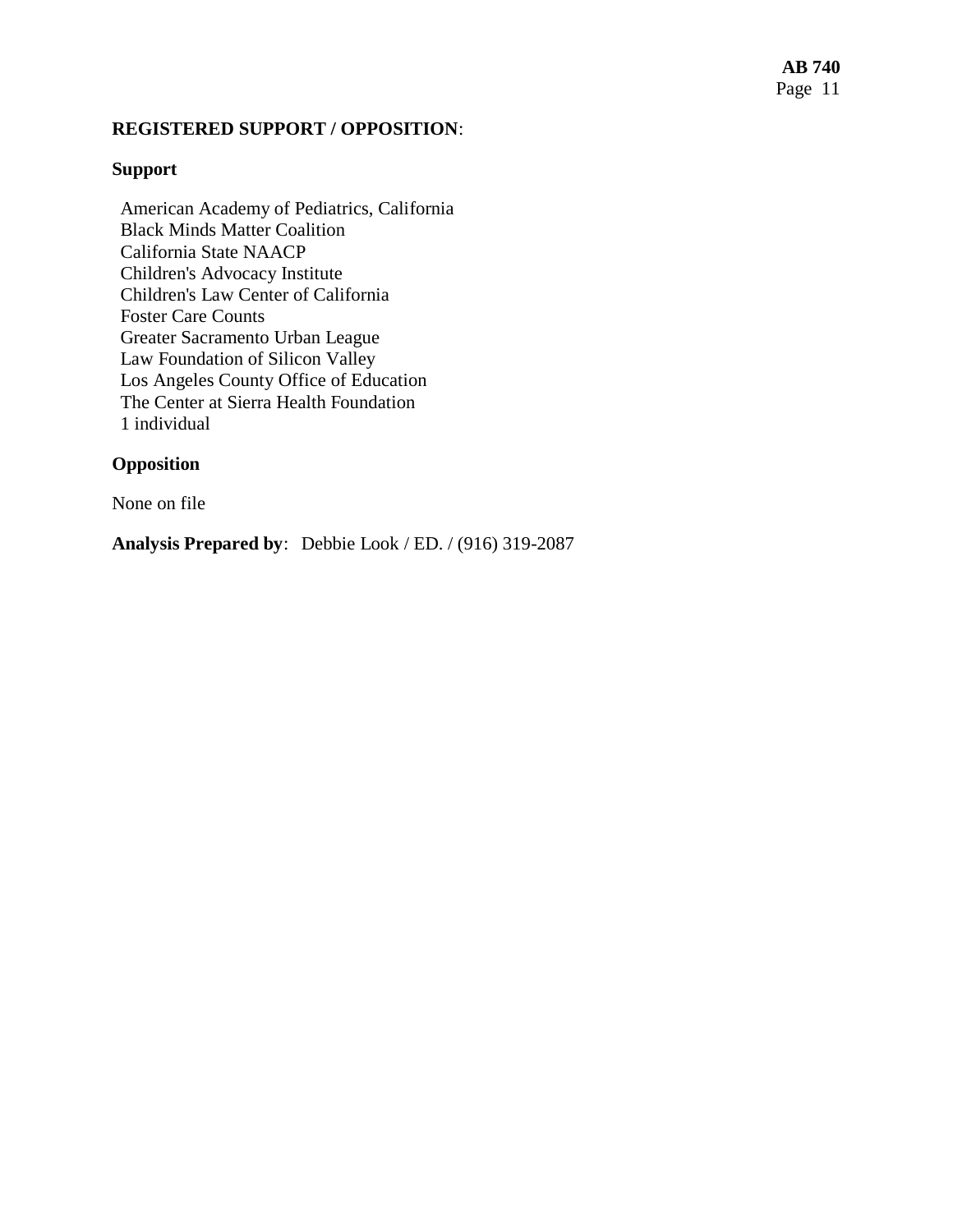**REGISTERED SUPPORT / OPPOSITION**:

**Support**

American Academy of Pediatrics, California
Black Minds Matter Coalition
California State NAACP
Children's Advocacy Institute
Children's Law Center of California
Foster Care Counts
Greater Sacramento Urban League
Law Foundation of Silicon Valley
Los Angeles County Office of Education
The Center at Sierra Health Foundation
1 individual

**Opposition**

None on file

**Analysis Prepared by**: Debbie Look / ED. / (916) 319-2087